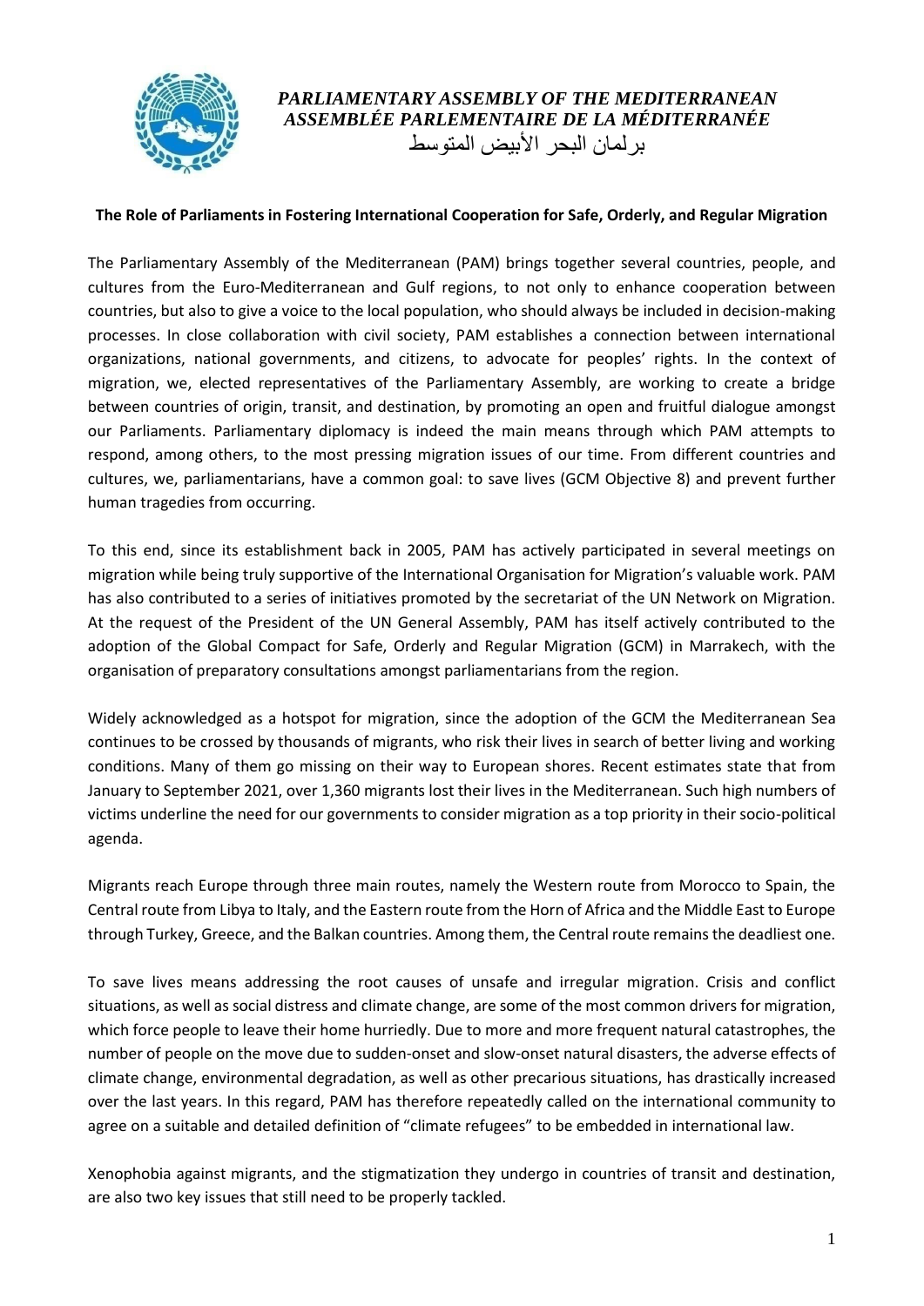*PARLIAMENTARY ASSEMBLY OF THE MEDITERRANEAN*
*ASSEMBLÉE PARLEMENTAIRE DE LA MÉDITERRANÉE*
برلمان البحر الأبيض المتوسط

**The Role of Parliaments in Fostering International Cooperation for Safe, Orderly, and Regular Migration**

The Parliamentary Assembly of the Mediterranean (PAM) brings together several countries, people, and cultures from the Euro-Mediterranean and Gulf regions, to not only to enhance cooperation between countries, but also to give a voice to the local population, who should always be included in decision-making processes. In close collaboration with civil society, PAM establishes a connection between international organizations, national governments, and citizens, to advocate for peoples' rights. In the context of migration, we, elected representatives of the Parliamentary Assembly, are working to create a bridge between countries of origin, transit, and destination, by promoting an open and fruitful dialogue amongst our Parliaments. Parliamentary diplomacy is indeed the main means through which PAM attempts to respond, among others, to the most pressing migration issues of our time. From different countries and cultures, we, parliamentarians, have a common goal: to save lives (GCM Objective 8) and prevent further human tragedies from occurring.

To this end, since its establishment back in 2005, PAM has actively participated in several meetings on migration while being truly supportive of the International Organisation for Migration's valuable work. PAM has also contributed to a series of initiatives promoted by the secretariat of the UN Network on Migration. At the request of the President of the UN General Assembly, PAM has itself actively contributed to the adoption of the Global Compact for Safe, Orderly and Regular Migration (GCM) in Marrakech, with the organisation of preparatory consultations amongst parliamentarians from the region.

Widely acknowledged as a hotspot for migration, since the adoption of the GCM the Mediterranean Sea continues to be crossed by thousands of migrants, who risk their lives in search of better living and working conditions. Many of them go missing on their way to European shores. Recent estimates state that from January to September 2021, over 1,360 migrants lost their lives in the Mediterranean. Such high numbers of victims underline the need for our governments to consider migration as a top priority in their socio-political agenda.

Migrants reach Europe through three main routes, namely the Western route from Morocco to Spain, the Central route from Libya to Italy, and the Eastern route from the Horn of Africa and the Middle East to Europe through Turkey, Greece, and the Balkan countries. Among them, the Central route remains the deadliest one.

To save lives means addressing the root causes of unsafe and irregular migration. Crisis and conflict situations, as well as social distress and climate change, are some of the most common drivers for migration, which force people to leave their home hurriedly. Due to more and more frequent natural catastrophes, the number of people on the move due to sudden-onset and slow-onset natural disasters, the adverse effects of climate change, environmental degradation, as well as other precarious situations, has drastically increased over the last years. In this regard, PAM has therefore repeatedly called on the international community to agree on a suitable and detailed definition of "climate refugees" to be embedded in international law.

Xenophobia against migrants, and the stigmatization they undergo in countries of transit and destination, are also two key issues that still need to be properly tackled.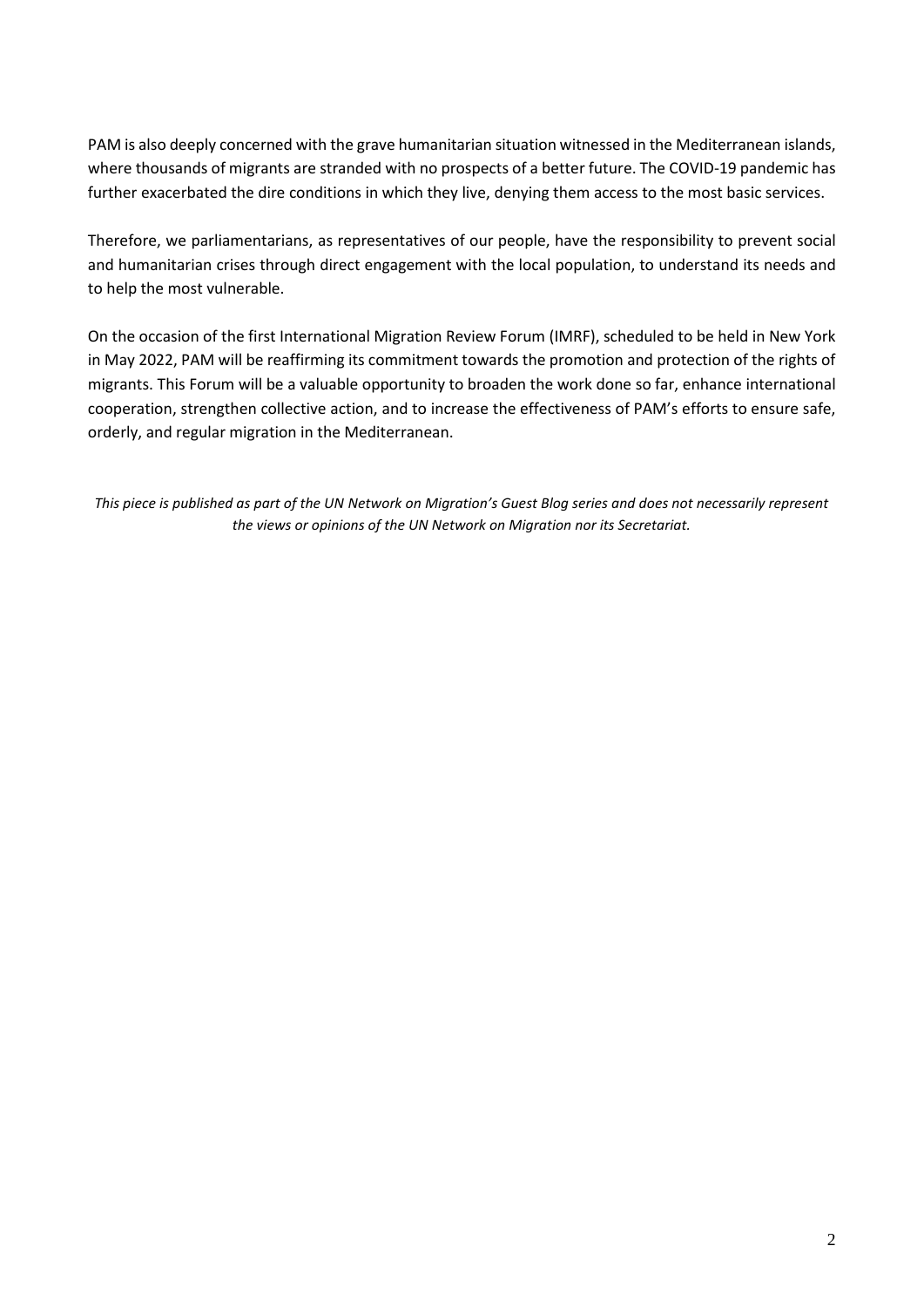PAM is also deeply concerned with the grave humanitarian situation witnessed in the Mediterranean islands, where thousands of migrants are stranded with no prospects of a better future. The COVID-19 pandemic has further exacerbated the dire conditions in which they live, denying them access to the most basic services.

Therefore, we parliamentarians, as representatives of our people, have the responsibility to prevent social and humanitarian crises through direct engagement with the local population, to understand its needs and to help the most vulnerable.

On the occasion of the first International Migration Review Forum (IMRF), scheduled to be held in New York in May 2022, PAM will be reaffirming its commitment towards the promotion and protection of the rights of migrants. This Forum will be a valuable opportunity to broaden the work done so far, enhance international cooperation, strengthen collective action, and to increase the effectiveness of PAM's efforts to ensure safe, orderly, and regular migration in the Mediterranean.

*This piece is published as part of the UN Network on Migration's Guest Blog series and does not necessarily represent the views or opinions of the UN Network on Migration nor its Secretariat.*